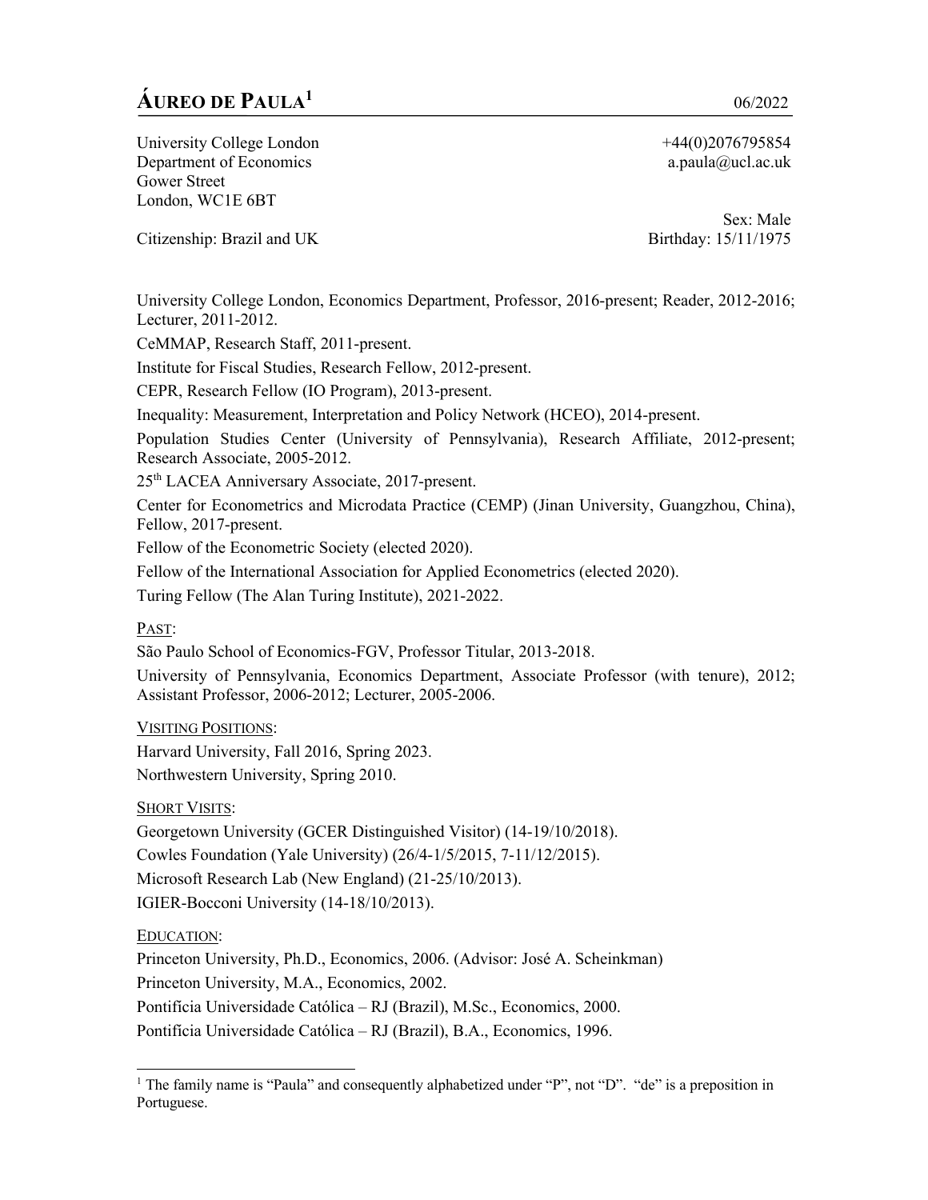# ÁUREO DE PAULA[1]

06/2022

University College London
Department of Economics
Gower Street
London, WC1E 6BT

+44(0)2076795854
a.paula@ucl.ac.uk

Citizenship: Brazil and UK

Sex: Male
Birthday: 15/11/1975

University College London, Economics Department, Professor, 2016-present; Reader, 2012-2016; Lecturer, 2011-2012.

CeMMAP, Research Staff, 2011-present.

Institute for Fiscal Studies, Research Fellow, 2012-present.

CEPR, Research Fellow (IO Program), 2013-present.

Inequality: Measurement, Interpretation and Policy Network (HCEO), 2014-present.

Population Studies Center (University of Pennsylvania), Research Affiliate, 2012-present; Research Associate, 2005-2012.

25th LACEA Anniversary Associate, 2017-present.

Center for Econometrics and Microdata Practice (CEMP) (Jinan University, Guangzhou, China), Fellow, 2017-present.

Fellow of the Econometric Society (elected 2020).

Fellow of the International Association for Applied Econometrics (elected 2020).

Turing Fellow (The Alan Turing Institute), 2021-2022.

PAST:

São Paulo School of Economics-FGV, Professor Titular, 2013-2018.

University of Pennsylvania, Economics Department, Associate Professor (with tenure), 2012; Assistant Professor, 2006-2012; Lecturer, 2005-2006.

VISITING POSITIONS:

Harvard University, Fall 2016, Spring 2023.

Northwestern University, Spring 2010.

SHORT VISITS:

Georgetown University (GCER Distinguished Visitor) (14-19/10/2018).

Cowles Foundation (Yale University) (26/4-1/5/2015, 7-11/12/2015).

Microsoft Research Lab (New England) (21-25/10/2013).

IGIER-Bocconi University (14-18/10/2013).

EDUCATION:

Princeton University, Ph.D., Economics, 2006. (Advisor: José A. Scheinkman)

Princeton University, M.A., Economics, 2002.

Pontifícia Universidade Católica – RJ (Brazil), M.Sc., Economics, 2000.

Pontifícia Universidade Católica – RJ (Brazil), B.A., Economics, 1996.

[1] The family name is "Paula" and consequently alphabetized under "P", not "D". "de" is a preposition in Portuguese.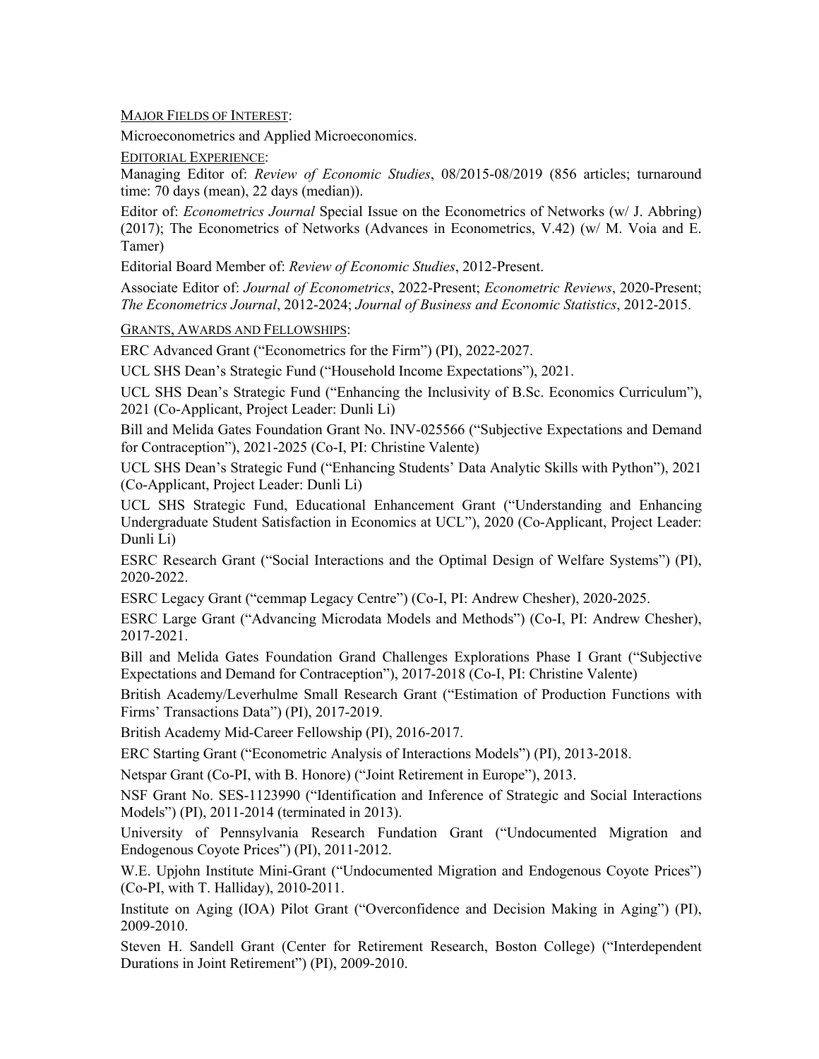MAJOR FIELDS OF INTEREST:

Microeconometrics and Applied Microeconomics.

EDITORIAL EXPERIENCE:

Managing Editor of: *Review of Economic Studies*, 08/2015-08/2019 (856 articles; turnaround time: 70 days (mean), 22 days (median)).

Editor of: *Econometrics Journal* Special Issue on the Econometrics of Networks (w/ J. Abbring) (2017); The Econometrics of Networks (Advances in Econometrics, V.42) (w/ M. Voia and E. Tamer)

Editorial Board Member of: *Review of Economic Studies*, 2012-Present.

Associate Editor of: *Journal of Econometrics*, 2022-Present; *Econometric Reviews*, 2020-Present; *The Econometrics Journal*, 2012-2024; *Journal of Business and Economic Statistics*, 2012-2015.

GRANTS, AWARDS AND FELLOWSHIPS:

ERC Advanced Grant ("Econometrics for the Firm") (PI), 2022-2027.

UCL SHS Dean's Strategic Fund ("Household Income Expectations"), 2021.

UCL SHS Dean's Strategic Fund ("Enhancing the Inclusivity of B.Sc. Economics Curriculum"), 2021 (Co-Applicant, Project Leader: Dunli Li)

Bill and Melida Gates Foundation Grant No. INV-025566 ("Subjective Expectations and Demand for Contraception"), 2021-2025 (Co-I, PI: Christine Valente)

UCL SHS Dean's Strategic Fund ("Enhancing Students' Data Analytic Skills with Python"), 2021 (Co-Applicant, Project Leader: Dunli Li)

UCL SHS Strategic Fund, Educational Enhancement Grant ("Understanding and Enhancing Undergraduate Student Satisfaction in Economics at UCL"), 2020 (Co-Applicant, Project Leader: Dunli Li)

ESRC Research Grant ("Social Interactions and the Optimal Design of Welfare Systems") (PI), 2020-2022.

ESRC Legacy Grant ("cemmap Legacy Centre") (Co-I, PI: Andrew Chesher), 2020-2025.

ESRC Large Grant ("Advancing Microdata Models and Methods") (Co-I, PI: Andrew Chesher), 2017-2021.

Bill and Melida Gates Foundation Grand Challenges Explorations Phase I Grant ("Subjective Expectations and Demand for Contraception"), 2017-2018 (Co-I, PI: Christine Valente)

British Academy/Leverhulme Small Research Grant ("Estimation of Production Functions with Firms' Transactions Data") (PI), 2017-2019.

British Academy Mid-Career Fellowship (PI), 2016-2017.

ERC Starting Grant ("Econometric Analysis of Interactions Models") (PI), 2013-2018.

Netspar Grant (Co-PI, with B. Honore) ("Joint Retirement in Europe"), 2013.

NSF Grant No. SES-1123990 ("Identification and Inference of Strategic and Social Interactions Models") (PI), 2011-2014 (terminated in 2013).

University of Pennsylvania Research Fundation Grant ("Undocumented Migration and Endogenous Coyote Prices") (PI), 2011-2012.

W.E. Upjohn Institute Mini-Grant ("Undocumented Migration and Endogenous Coyote Prices") (Co-PI, with T. Halliday), 2010-2011.

Institute on Aging (IOA) Pilot Grant ("Overconfidence and Decision Making in Aging") (PI), 2009-2010.

Steven H. Sandell Grant (Center for Retirement Research, Boston College) ("Interdependent Durations in Joint Retirement") (PI), 2009-2010.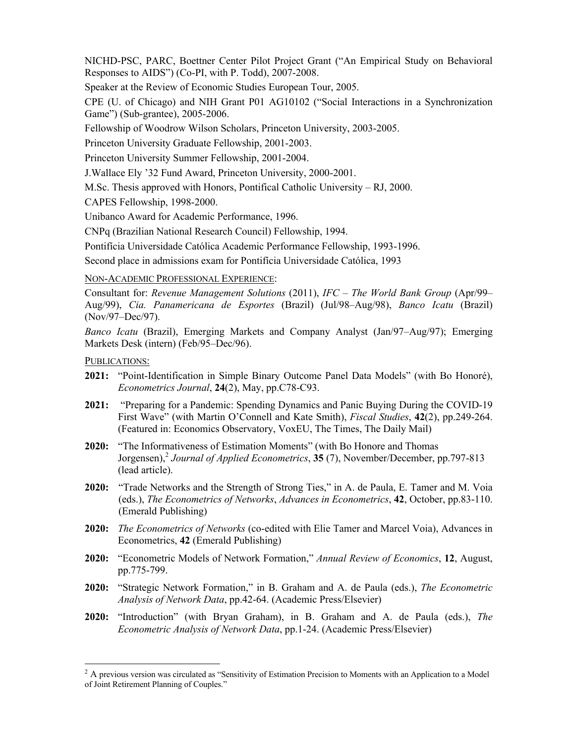NICHD-PSC, PARC, Boettner Center Pilot Project Grant ("An Empirical Study on Behavioral Responses to AIDS") (Co-PI, with P. Todd), 2007-2008.

Speaker at the Review of Economic Studies European Tour, 2005.

CPE (U. of Chicago) and NIH Grant P01 AG10102 ("Social Interactions in a Synchronization Game") (Sub-grantee), 2005-2006.

Fellowship of Woodrow Wilson Scholars, Princeton University, 2003-2005.

Princeton University Graduate Fellowship, 2001-2003.

Princeton University Summer Fellowship, 2001-2004.

J.Wallace Ely '32 Fund Award, Princeton University, 2000-2001.

M.Sc. Thesis approved with Honors, Pontifical Catholic University – RJ, 2000.

CAPES Fellowship, 1998-2000.

Unibanco Award for Academic Performance, 1996.

CNPq (Brazilian National Research Council) Fellowship, 1994.

Pontifícia Universidade Católica Academic Performance Fellowship, 1993-1996.

Second place in admissions exam for Pontifícia Universidade Católica, 1993

NON-ACADEMIC PROFESSIONAL EXPERIENCE:

Consultant for: *Revenue Management Solutions* (2011), *IFC – The World Bank Group* (Apr/99–Aug/99), *Cia. Panamericana de Esportes* (Brazil) (Jul/98–Aug/98), *Banco Icatu* (Brazil) (Nov/97–Dec/97).

*Banco Icatu* (Brazil), Emerging Markets and Company Analyst (Jan/97–Aug/97); Emerging Markets Desk (intern) (Feb/95–Dec/96).

PUBLICATIONS:

**2021:** "Point-Identification in Simple Binary Outcome Panel Data Models" (with Bo Honoré), *Econometrics Journal*, **24**(2), May, pp.C78-C93.

**2021:** "Preparing for a Pandemic: Spending Dynamics and Panic Buying During the COVID-19 First Wave" (with Martin O'Connell and Kate Smith), *Fiscal Studies*, **42**(2), pp.249-264. (Featured in: Economics Observatory, VoxEU, The Times, The Daily Mail)

**2020:** "The Informativeness of Estimation Moments" (with Bo Honore and Thomas Jorgensen),[2] *Journal of Applied Econometrics*, **35** (7), November/December, pp.797-813 (lead article).

**2020:** "Trade Networks and the Strength of Strong Ties," in A. de Paula, E. Tamer and M. Voia (eds.), *The Econometrics of Networks*, *Advances in Econometrics*, **42**, October, pp.83-110. (Emerald Publishing)

**2020:** *The Econometrics of Networks* (co-edited with Elie Tamer and Marcel Voia), Advances in Econometrics, **42** (Emerald Publishing)

**2020:** "Econometric Models of Network Formation," *Annual Review of Economics*, **12**, August, pp.775-799.

**2020:** "Strategic Network Formation," in B. Graham and A. de Paula (eds.), *The Econometric Analysis of Network Data*, pp.42-64. (Academic Press/Elsevier)

**2020:** "Introduction" (with Bryan Graham), in B. Graham and A. de Paula (eds.), *The Econometric Analysis of Network Data*, pp.1-24. (Academic Press/Elsevier)

[2] A previous version was circulated as "Sensitivity of Estimation Precision to Moments with an Application to a Model of Joint Retirement Planning of Couples."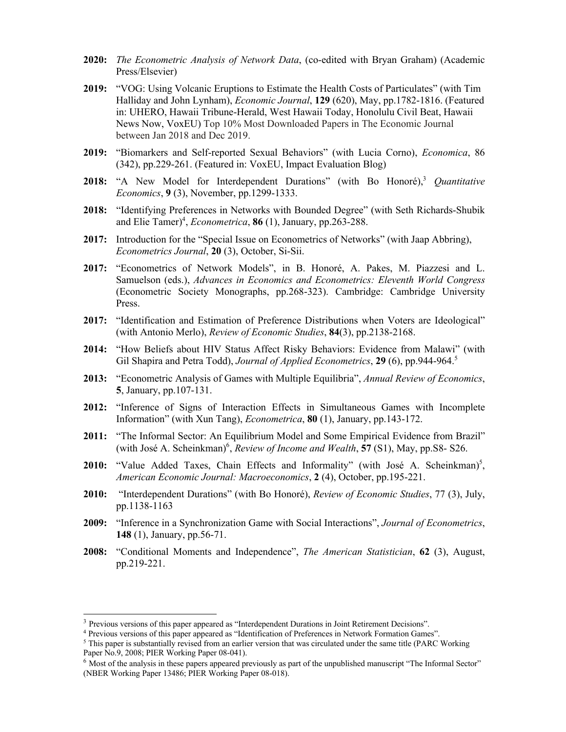**2020:** *The Econometric Analysis of Network Data*, (co-edited with Bryan Graham) (Academic Press/Elsevier)

**2019:** "VOG: Using Volcanic Eruptions to Estimate the Health Costs of Particulates" (with Tim Halliday and John Lynham), *Economic Journal*, **129** (620), May, pp.1782-1816. (Featured in: UHERO, Hawaii Tribune-Herald, West Hawaii Today, Honolulu Civil Beat, Hawaii News Now, VoxEU) Top 10% Most Downloaded Papers in The Economic Journal between Jan 2018 and Dec 2019.

**2019:** "Biomarkers and Self-reported Sexual Behaviors" (with Lucia Corno), *Economica*, 86 (342), pp.229-261. (Featured in: VoxEU, Impact Evaluation Blog)

**2018:** "A New Model for Interdependent Durations" (with Bo Honoré),[3] *Quantitative Economics*, **9** (3), November, pp.1299-1333.

**2018:** "Identifying Preferences in Networks with Bounded Degree" (with Seth Richards-Shubik and Elie Tamer)[4], *Econometrica*, **86** (1), January, pp.263-288.

**2017:** Introduction for the "Special Issue on Econometrics of Networks" (with Jaap Abbring), *Econometrics Journal*, **20** (3), October, Si-Sii.

**2017:** "Econometrics of Network Models", in B. Honoré, A. Pakes, M. Piazzesi and L. Samuelson (eds.), *Advances in Economics and Econometrics: Eleventh World Congress* (Econometric Society Monographs, pp.268-323). Cambridge: Cambridge University Press.

**2017:** "Identification and Estimation of Preference Distributions when Voters are Ideological" (with Antonio Merlo), *Review of Economic Studies*, **84**(3), pp.2138-2168.

**2014:** "How Beliefs about HIV Status Affect Risky Behaviors: Evidence from Malawi" (with Gil Shapira and Petra Todd), *Journal of Applied Econometrics*, **29** (6), pp.944-964.[5]

**2013:** "Econometric Analysis of Games with Multiple Equilibria", *Annual Review of Economics*, **5**, January, pp.107-131.

**2012:** "Inference of Signs of Interaction Effects in Simultaneous Games with Incomplete Information" (with Xun Tang), *Econometrica*, **80** (1), January, pp.143-172.

**2011:** "The Informal Sector: An Equilibrium Model and Some Empirical Evidence from Brazil" (with José A. Scheinkman)[6], *Review of Income and Wealth*, **57** (S1), May, pp.S8- S26.

**2010:** "Value Added Taxes, Chain Effects and Informality" (with José A. Scheinkman)[5], *American Economic Journal: Macroeconomics*, **2** (4), October, pp.195-221.

**2010:** "Interdependent Durations" (with Bo Honoré), *Review of Economic Studies*, 77 (3), July, pp.1138-1163

**2009:** "Inference in a Synchronization Game with Social Interactions", *Journal of Econometrics*, **148** (1), January, pp.56-71.

**2008:** "Conditional Moments and Independence", *The American Statistician*, **62** (3), August, pp.219-221.

---

[3] Previous versions of this paper appeared as "Interdependent Durations in Joint Retirement Decisions".

[4] Previous versions of this paper appeared as "Identification of Preferences in Network Formation Games".

[5] This paper is substantially revised from an earlier version that was circulated under the same title (PARC Working Paper No.9, 2008; PIER Working Paper 08-041).

[6] Most of the analysis in these papers appeared previously as part of the unpublished manuscript "The Informal Sector" (NBER Working Paper 13486; PIER Working Paper 08-018).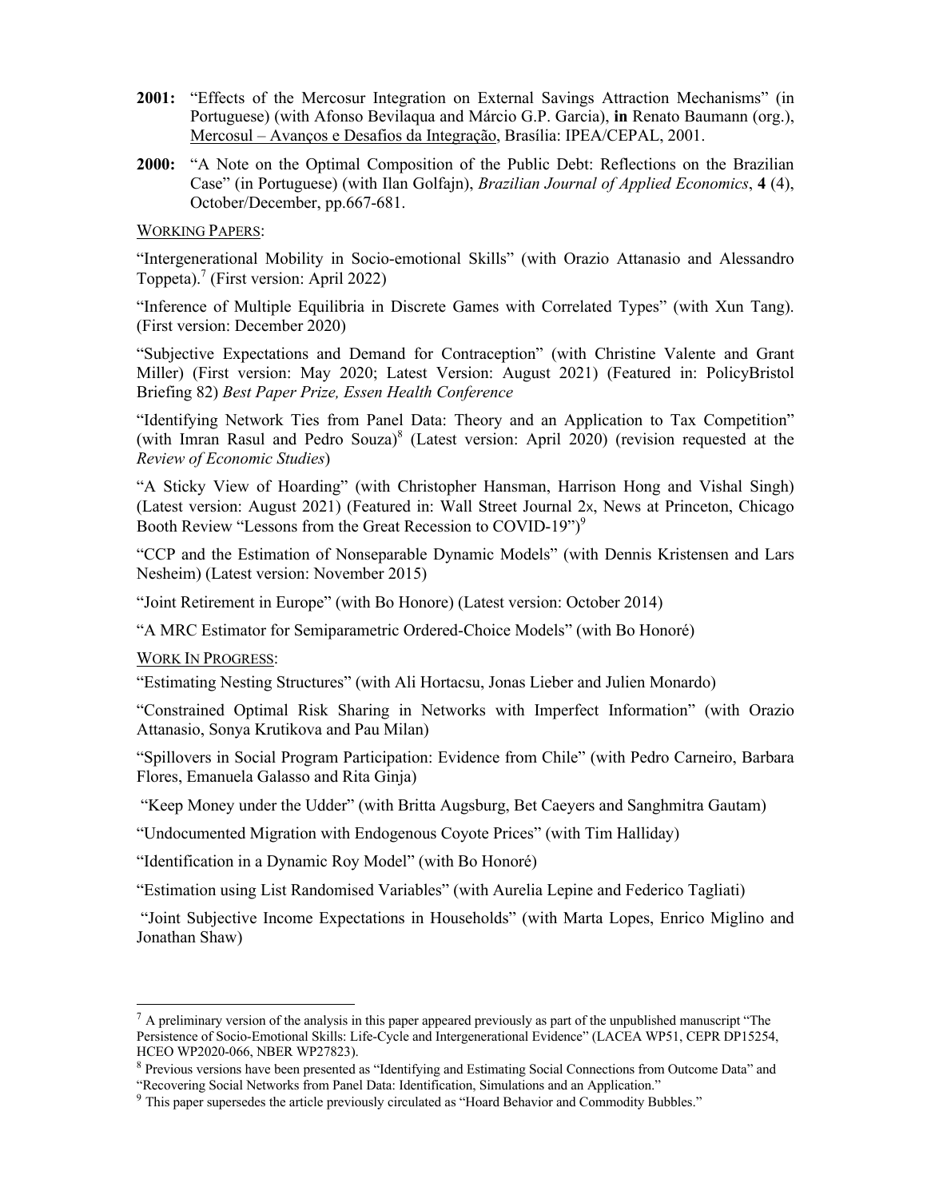**2001:** "Effects of the Mercosur Integration on External Savings Attraction Mechanisms" (in Portuguese) (with Afonso Bevilaqua and Márcio G.P. Garcia), **in** Renato Baumann (org.), Mercosul – Avanços e Desafios da Integração, Brasília: IPEA/CEPAL, 2001.

**2000:** "A Note on the Optimal Composition of the Public Debt: Reflections on the Brazilian Case" (in Portuguese) (with Ilan Golfajn), *Brazilian Journal of Applied Economics*, **4** (4), October/December, pp.667-681.

WORKING PAPERS:

"Intergenerational Mobility in Socio-emotional Skills" (with Orazio Attanasio and Alessandro Toppeta).[7] (First version: April 2022)

"Inference of Multiple Equilibria in Discrete Games with Correlated Types" (with Xun Tang). (First version: December 2020)

"Subjective Expectations and Demand for Contraception" (with Christine Valente and Grant Miller) (First version: May 2020; Latest Version: August 2021) (Featured in: PolicyBristol Briefing 82) *Best Paper Prize, Essen Health Conference*

"Identifying Network Ties from Panel Data: Theory and an Application to Tax Competition" (with Imran Rasul and Pedro Souza)[8] (Latest version: April 2020) (revision requested at the *Review of Economic Studies*)

"A Sticky View of Hoarding" (with Christopher Hansman, Harrison Hong and Vishal Singh) (Latest version: August 2021) (Featured in: Wall Street Journal 2x, News at Princeton, Chicago Booth Review "Lessons from the Great Recession to COVID-19")[9]

"CCP and the Estimation of Nonseparable Dynamic Models" (with Dennis Kristensen and Lars Nesheim) (Latest version: November 2015)

"Joint Retirement in Europe" (with Bo Honore) (Latest version: October 2014)

"A MRC Estimator for Semiparametric Ordered-Choice Models" (with Bo Honoré)

WORK IN PROGRESS:

"Estimating Nesting Structures" (with Ali Hortacsu, Jonas Lieber and Julien Monardo)

"Constrained Optimal Risk Sharing in Networks with Imperfect Information" (with Orazio Attanasio, Sonya Krutikova and Pau Milan)

"Spillovers in Social Program Participation: Evidence from Chile" (with Pedro Carneiro, Barbara Flores, Emanuela Galasso and Rita Ginja)

"Keep Money under the Udder" (with Britta Augsburg, Bet Caeyers and Sanghmitra Gautam)

"Undocumented Migration with Endogenous Coyote Prices" (with Tim Halliday)

"Identification in a Dynamic Roy Model" (with Bo Honoré)

"Estimation using List Randomised Variables" (with Aurelia Lepine and Federico Tagliati)

"Joint Subjective Income Expectations in Households" (with Marta Lopes, Enrico Miglino and Jonathan Shaw)

---

[7] A preliminary version of the analysis in this paper appeared previously as part of the unpublished manuscript "The Persistence of Socio-Emotional Skills: Life-Cycle and Intergenerational Evidence" (LACEA WP51, CEPR DP15254, HCEO WP2020-066, NBER WP27823).

[8] Previous versions have been presented as "Identifying and Estimating Social Connections from Outcome Data" and "Recovering Social Networks from Panel Data: Identification, Simulations and an Application."

[9] This paper supersedes the article previously circulated as "Hoard Behavior and Commodity Bubbles."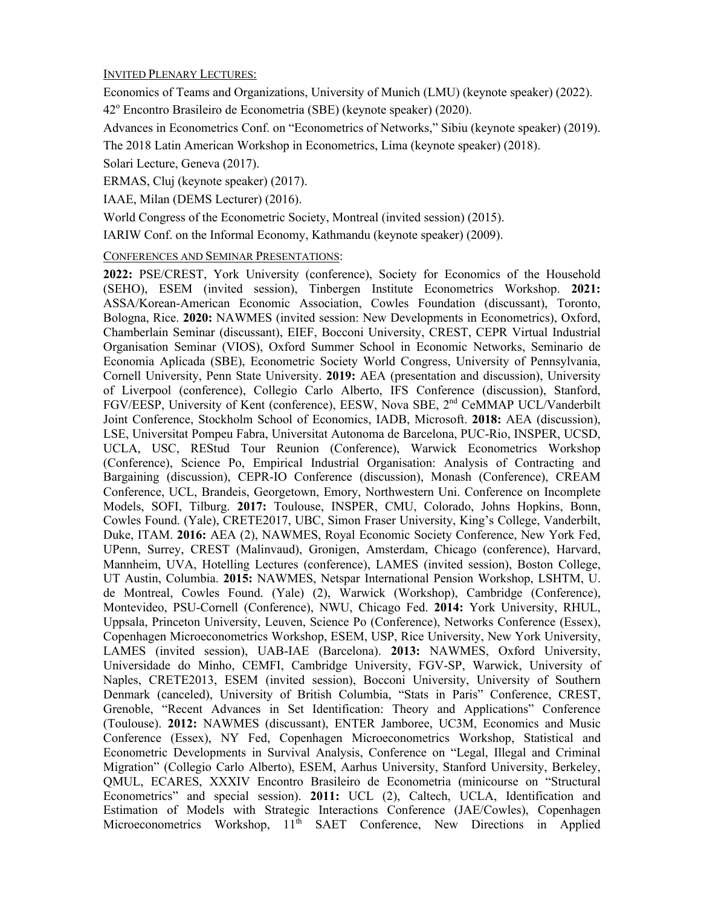INVITED PLENARY LECTURES:

Economics of Teams and Organizations, University of Munich (LMU) (keynote speaker) (2022).

42º Encontro Brasileiro de Econometria (SBE) (keynote speaker) (2020).

Advances in Econometrics Conf. on "Econometrics of Networks," Sibiu (keynote speaker) (2019).

The 2018 Latin American Workshop in Econometrics, Lima (keynote speaker) (2018).

Solari Lecture, Geneva (2017).

ERMAS, Cluj (keynote speaker) (2017).

IAAE, Milan (DEMS Lecturer) (2016).

World Congress of the Econometric Society, Montreal (invited session) (2015).

IARIW Conf. on the Informal Economy, Kathmandu (keynote speaker) (2009).

CONFERENCES AND SEMINAR PRESENTATIONS:

**2022:** PSE/CREST, York University (conference), Society for Economics of the Household (SEHO), ESEM (invited session), Tinbergen Institute Econometrics Workshop. **2021:** ASSA/Korean-American Economic Association, Cowles Foundation (discussant), Toronto, Bologna, Rice. **2020:** NAWMES (invited session: New Developments in Econometrics), Oxford, Chamberlain Seminar (discussant), EIEF, Bocconi University, CREST, CEPR Virtual Industrial Organisation Seminar (VIOS), Oxford Summer School in Economic Networks, Seminario de Economia Aplicada (SBE), Econometric Society World Congress, University of Pennsylvania, Cornell University, Penn State University. **2019:** AEA (presentation and discussion), University of Liverpool (conference), Collegio Carlo Alberto, IFS Conference (discussion), Stanford, FGV/EESP, University of Kent (conference), EESW, Nova SBE, 2nd CeMMAP UCL/Vanderbilt Joint Conference, Stockholm School of Economics, IADB, Microsoft. **2018:** AEA (discussion), LSE, Universitat Pompeu Fabra, Universitat Autonoma de Barcelona, PUC-Rio, INSPER, UCSD, UCLA, USC, REStud Tour Reunion (Conference), Warwick Econometrics Workshop (Conference), Science Po, Empirical Industrial Organisation: Analysis of Contracting and Bargaining (discussion), CEPR-IO Conference (discussion), Monash (Conference), CREAM Conference, UCL, Brandeis, Georgetown, Emory, Northwestern Uni. Conference on Incomplete Models, SOFI, Tilburg. **2017:** Toulouse, INSPER, CMU, Colorado, Johns Hopkins, Bonn, Cowles Found. (Yale), CRETE2017, UBC, Simon Fraser University, King's College, Vanderbilt, Duke, ITAM. **2016:** AEA (2), NAWMES, Royal Economic Society Conference, New York Fed, UPenn, Surrey, CREST (Malinvaud), Gronigen, Amsterdam, Chicago (conference), Harvard, Mannheim, UVA, Hotelling Lectures (conference), LAMES (invited session), Boston College, UT Austin, Columbia. **2015:** NAWMES, Netspar International Pension Workshop, LSHTM, U. de Montreal, Cowles Found. (Yale) (2), Warwick (Workshop), Cambridge (Conference), Montevideo, PSU-Cornell (Conference), NWU, Chicago Fed. **2014:** York University, RHUL, Uppsala, Princeton University, Leuven, Science Po (Conference), Networks Conference (Essex), Copenhagen Microeconometrics Workshop, ESEM, USP, Rice University, New York University, LAMES (invited session), UAB-IAE (Barcelona). **2013:** NAWMES, Oxford University, Universidade do Minho, CEMFI, Cambridge University, FGV-SP, Warwick, University of Naples, CRETE2013, ESEM (invited session), Bocconi University, University of Southern Denmark (canceled), University of British Columbia, "Stats in Paris" Conference, CREST, Grenoble, "Recent Advances in Set Identification: Theory and Applications" Conference (Toulouse). **2012:** NAWMES (discussant), ENTER Jamboree, UC3M, Economics and Music Conference (Essex), NY Fed, Copenhagen Microeconometrics Workshop, Statistical and Econometric Developments in Survival Analysis, Conference on "Legal, Illegal and Criminal Migration" (Collegio Carlo Alberto), ESEM, Aarhus University, Stanford University, Berkeley, QMUL, ECARES, XXXIV Encontro Brasileiro de Econometria (minicourse on "Structural Econometrics" and special session). **2011:** UCL (2), Caltech, UCLA, Identification and Estimation of Models with Strategic Interactions Conference (JAE/Cowles), Copenhagen Microeconometrics Workshop, 11th SAET Conference, New Directions in Applied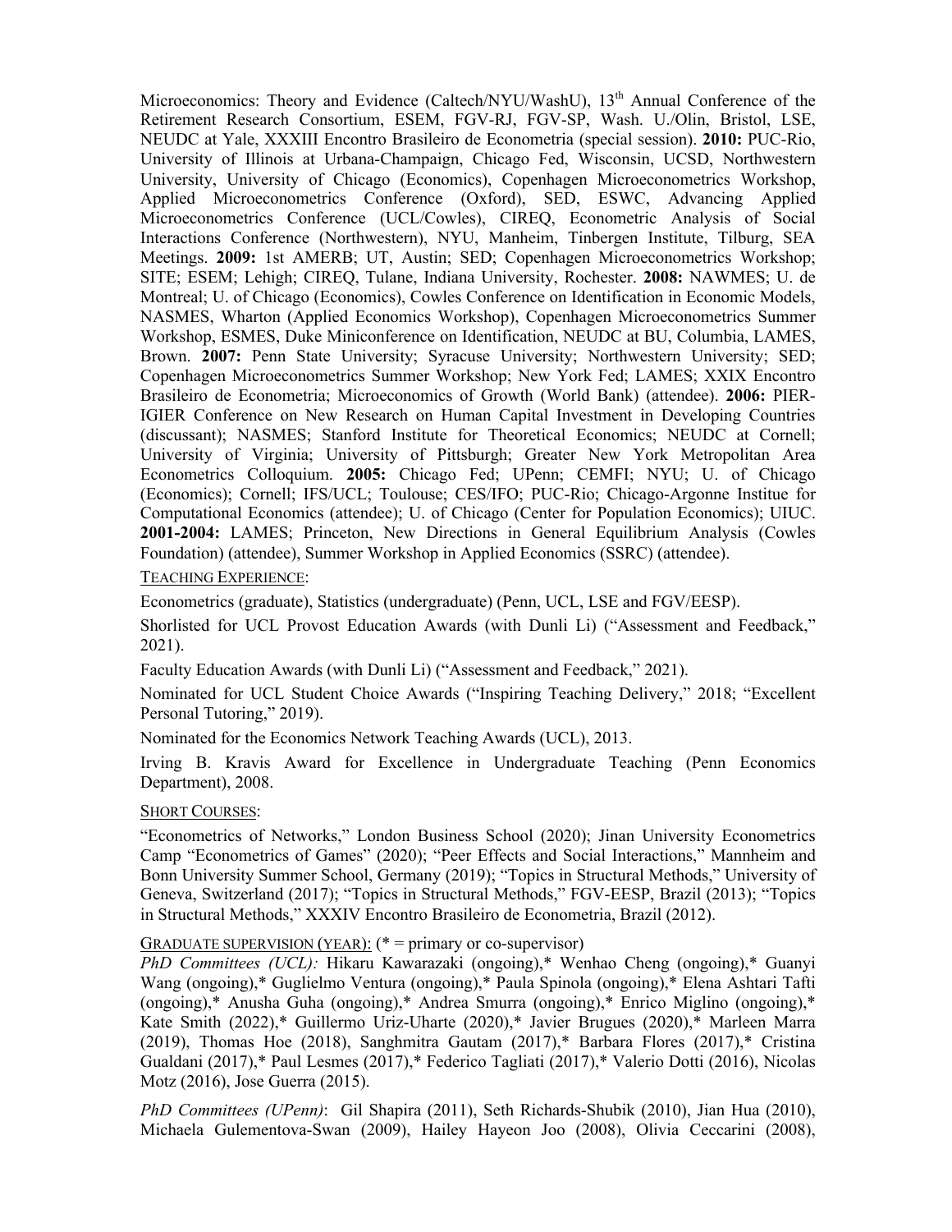Microeconomics: Theory and Evidence (Caltech/NYU/WashU), 13th Annual Conference of the Retirement Research Consortium, ESEM, FGV-RJ, FGV-SP, Wash. U./Olin, Bristol, LSE, NEUDC at Yale, XXXIII Encontro Brasileiro de Econometria (special session). **2010:** PUC-Rio, University of Illinois at Urbana-Champaign, Chicago Fed, Wisconsin, UCSD, Northwestern University, University of Chicago (Economics), Copenhagen Microeconometrics Workshop, Applied Microeconometrics Conference (Oxford), SED, ESWC, Advancing Applied Microeconometrics Conference (UCL/Cowles), CIREQ, Econometric Analysis of Social Interactions Conference (Northwestern), NYU, Manheim, Tinbergen Institute, Tilburg, SEA Meetings. **2009:** 1st AMERB; UT, Austin; SED; Copenhagen Microeconometrics Workshop; SITE; ESEM; Lehigh; CIREQ, Tulane, Indiana University, Rochester. **2008:** NAWMES; U. de Montreal; U. of Chicago (Economics), Cowles Conference on Identification in Economic Models, NASMES, Wharton (Applied Economics Workshop), Copenhagen Microeconometrics Summer Workshop, ESMES, Duke Miniconference on Identification, NEUDC at BU, Columbia, LAMES, Brown. **2007:** Penn State University; Syracuse University; Northwestern University; SED; Copenhagen Microeconometrics Summer Workshop; New York Fed; LAMES; XXIX Encontro Brasileiro de Econometria; Microeconomics of Growth (World Bank) (attendee). **2006:** PIER-IGIER Conference on New Research on Human Capital Investment in Developing Countries (discussant); NASMES; Stanford Institute for Theoretical Economics; NEUDC at Cornell; University of Virginia; University of Pittsburgh; Greater New York Metropolitan Area Econometrics Colloquium. **2005:** Chicago Fed; UPenn; CEMFI; NYU; U. of Chicago (Economics); Cornell; IFS/UCL; Toulouse; CES/IFO; PUC-Rio; Chicago-Argonne Institue for Computational Economics (attendee); U. of Chicago (Center for Population Economics); UIUC. **2001-2004:** LAMES; Princeton, New Directions in General Equilibrium Analysis (Cowles Foundation) (attendee), Summer Workshop in Applied Economics (SSRC) (attendee).

TEACHING EXPERIENCE:

Econometrics (graduate), Statistics (undergraduate) (Penn, UCL, LSE and FGV/EESP).

Shorlisted for UCL Provost Education Awards (with Dunli Li) ("Assessment and Feedback," 2021).

Faculty Education Awards (with Dunli Li) ("Assessment and Feedback," 2021).

Nominated for UCL Student Choice Awards ("Inspiring Teaching Delivery," 2018; "Excellent Personal Tutoring," 2019).

Nominated for the Economics Network Teaching Awards (UCL), 2013.

Irving B. Kravis Award for Excellence in Undergraduate Teaching (Penn Economics Department), 2008.

SHORT COURSES:

"Econometrics of Networks," London Business School (2020); Jinan University Econometrics Camp "Econometrics of Games" (2020); "Peer Effects and Social Interactions," Mannheim and Bonn University Summer School, Germany (2019); "Topics in Structural Methods," University of Geneva, Switzerland (2017); "Topics in Structural Methods," FGV-EESP, Brazil (2013); "Topics in Structural Methods," XXXIV Encontro Brasileiro de Econometria, Brazil (2012).

GRADUATE SUPERVISION (YEAR): (* = primary or co-supervisor)

*PhD Committees (UCL):* Hikaru Kawarazaki (ongoing),* Wenhao Cheng (ongoing),* Guanyi Wang (ongoing),* Guglielmo Ventura (ongoing),* Paula Spinola (ongoing),* Elena Ashtari Tafti (ongoing),* Anusha Guha (ongoing),* Andrea Smurra (ongoing),* Enrico Miglino (ongoing),* Kate Smith (2022),* Guillermo Uriz-Uharte (2020),* Javier Brugues (2020),* Marleen Marra (2019), Thomas Hoe (2018), Sanghmitra Gautam (2017),* Barbara Flores (2017),* Cristina Gualdani (2017),* Paul Lesmes (2017),* Federico Tagliati (2017),* Valerio Dotti (2016), Nicolas Motz (2016), Jose Guerra (2015).

*PhD Committees (UPenn)*: Gil Shapira (2011), Seth Richards-Shubik (2010), Jian Hua (2010), Michaela Gulementova-Swan (2009), Hailey Hayeon Joo (2008), Olivia Ceccarini (2008),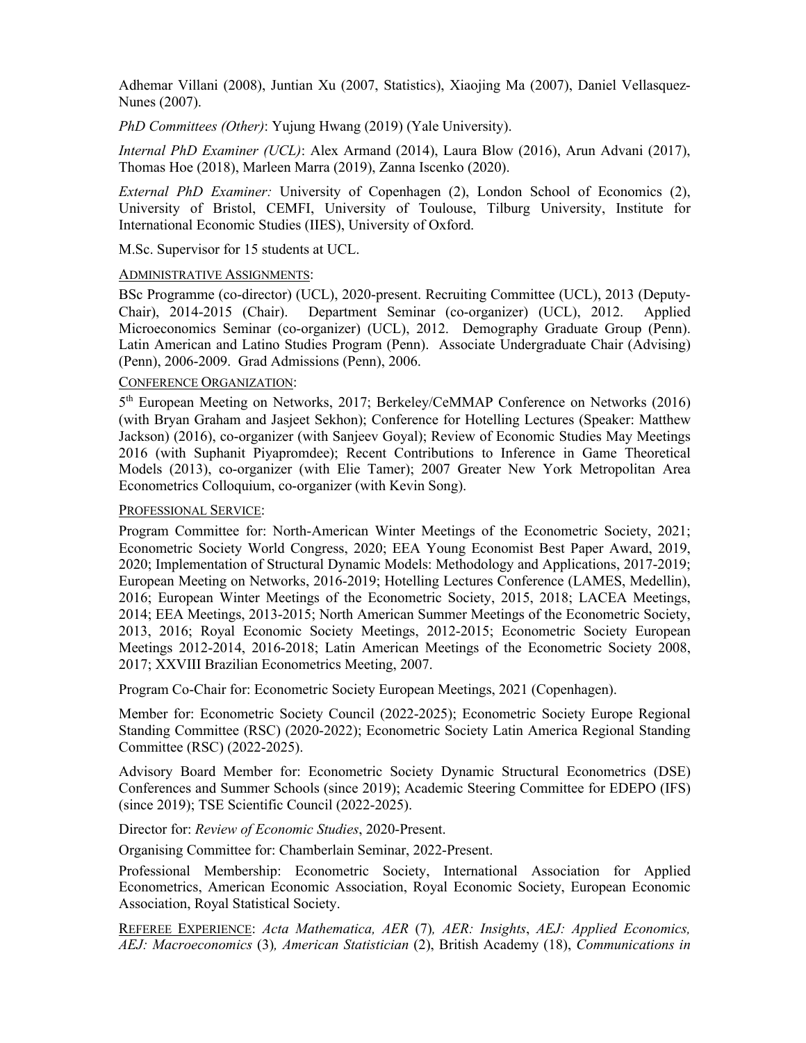Adhemar Villani (2008), Juntian Xu (2007, Statistics), Xiaojing Ma (2007), Daniel Vellasquez-Nunes (2007).

*PhD Committees (Other)*: Yujung Hwang (2019) (Yale University).

*Internal PhD Examiner (UCL)*: Alex Armand (2014), Laura Blow (2016), Arun Advani (2017), Thomas Hoe (2018), Marleen Marra (2019), Zanna Iscenko (2020).

*External PhD Examiner:* University of Copenhagen (2), London School of Economics (2), University of Bristol, CEMFI, University of Toulouse, Tilburg University, Institute for International Economic Studies (IIES), University of Oxford.

M.Sc. Supervisor for 15 students at UCL.

ADMINISTRATIVE ASSIGNMENTS:

BSc Programme (co-director) (UCL), 2020-present. Recruiting Committee (UCL), 2013 (Deputy-Chair), 2014-2015 (Chair). Department Seminar (co-organizer) (UCL), 2012. Applied Microeconomics Seminar (co-organizer) (UCL), 2012. Demography Graduate Group (Penn). Latin American and Latino Studies Program (Penn). Associate Undergraduate Chair (Advising) (Penn), 2006-2009. Grad Admissions (Penn), 2006.

CONFERENCE ORGANIZATION:

5th European Meeting on Networks, 2017; Berkeley/CeMMAP Conference on Networks (2016) (with Bryan Graham and Jasjeet Sekhon); Conference for Hotelling Lectures (Speaker: Matthew Jackson) (2016), co-organizer (with Sanjeev Goyal); Review of Economic Studies May Meetings 2016 (with Suphanit Piyapromdee); Recent Contributions to Inference in Game Theoretical Models (2013), co-organizer (with Elie Tamer); 2007 Greater New York Metropolitan Area Econometrics Colloquium, co-organizer (with Kevin Song).

PROFESSIONAL SERVICE:

Program Committee for: North-American Winter Meetings of the Econometric Society, 2021; Econometric Society World Congress, 2020; EEA Young Economist Best Paper Award, 2019, 2020; Implementation of Structural Dynamic Models: Methodology and Applications, 2017-2019; European Meeting on Networks, 2016-2019; Hotelling Lectures Conference (LAMES, Medellin), 2016; European Winter Meetings of the Econometric Society, 2015, 2018; LACEA Meetings, 2014; EEA Meetings, 2013-2015; North American Summer Meetings of the Econometric Society, 2013, 2016; Royal Economic Society Meetings, 2012-2015; Econometric Society European Meetings 2012-2014, 2016-2018; Latin American Meetings of the Econometric Society 2008, 2017; XXVIII Brazilian Econometrics Meeting, 2007.

Program Co-Chair for: Econometric Society European Meetings, 2021 (Copenhagen).

Member for: Econometric Society Council (2022-2025); Econometric Society Europe Regional Standing Committee (RSC) (2020-2022); Econometric Society Latin America Regional Standing Committee (RSC) (2022-2025).

Advisory Board Member for: Econometric Society Dynamic Structural Econometrics (DSE) Conferences and Summer Schools (since 2019); Academic Steering Committee for EDEPO (IFS) (since 2019); TSE Scientific Council (2022-2025).

Director for: *Review of Economic Studies*, 2020-Present.

Organising Committee for: Chamberlain Seminar, 2022-Present.

Professional Membership: Econometric Society, International Association for Applied Econometrics, American Economic Association, Royal Economic Society, European Economic Association, Royal Statistical Society.

REFEREE EXPERIENCE: *Acta Mathematica, AER* (7)*, AER: Insights*, *AEJ: Applied Economics, AEJ: Macroeconomics* (3)*, American Statistician* (2), British Academy (18), *Communications in*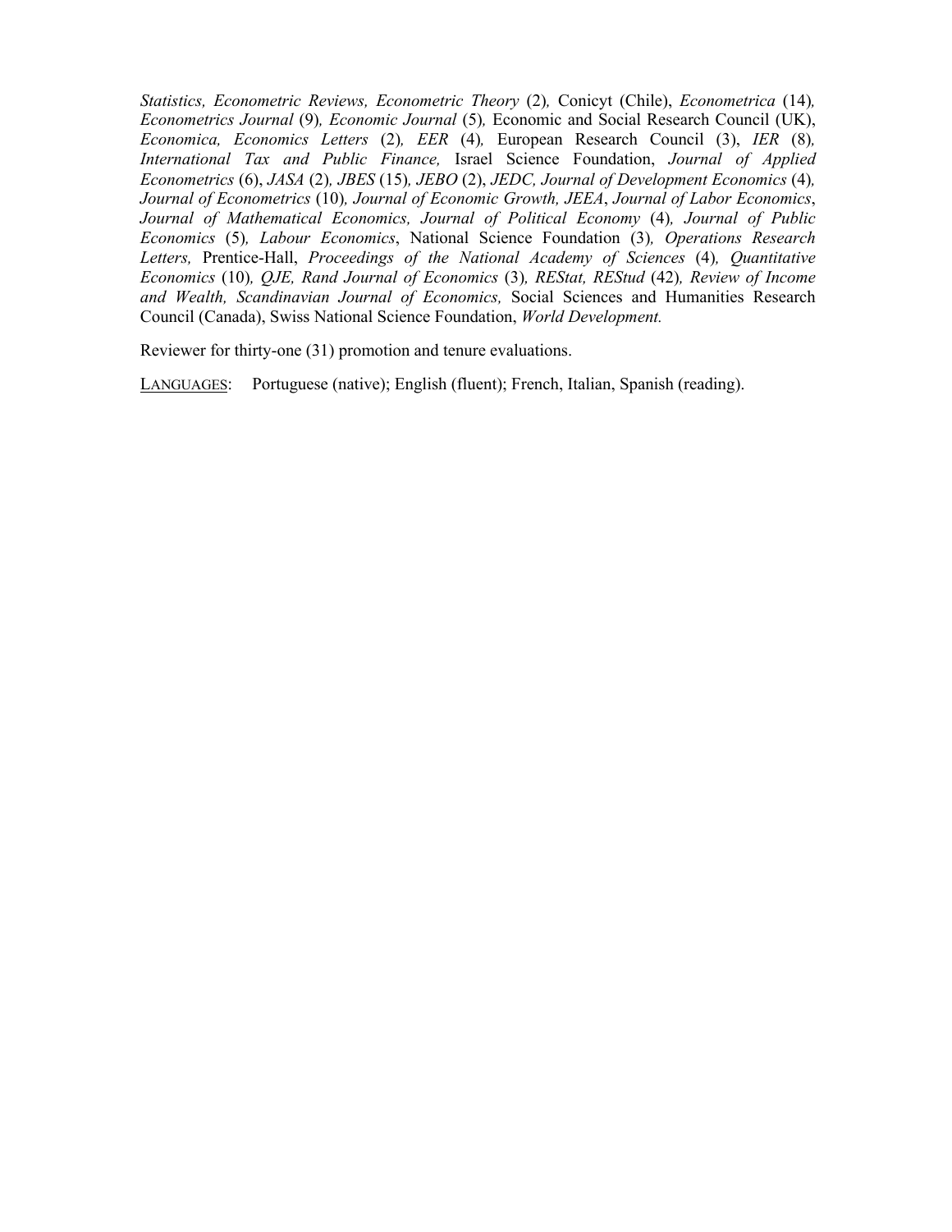*Statistics, Econometric Reviews, Econometric Theory* (2)*,* Conicyt (Chile), *Econometrica* (14)*, Econometrics Journal* (9)*, Economic Journal* (5)*,* Economic and Social Research Council (UK), *Economica, Economics Letters* (2)*, EER* (4)*,* European Research Council (3), *IER* (8)*, International Tax and Public Finance,* Israel Science Foundation, *Journal of Applied Econometrics* (6), *JASA* (2)*, JBES* (15)*, JEBO* (2), *JEDC, Journal of Development Economics* (4)*, Journal of Econometrics* (10)*, Journal of Economic Growth, JEEA*, *Journal of Labor Economics*, *Journal of Mathematical Economics, Journal of Political Economy* (4)*, Journal of Public Economics* (5)*, Labour Economics*, National Science Foundation (3)*, Operations Research Letters,* Prentice-Hall, *Proceedings of the National Academy of Sciences* (4)*, Quantitative Economics* (10)*, QJE, Rand Journal of Economics* (3)*, REStat, REStud* (42)*, Review of Income and Wealth, Scandinavian Journal of Economics,* Social Sciences and Humanities Research Council (Canada), Swiss National Science Foundation, *World Development.*

Reviewer for thirty-one (31) promotion and tenure evaluations.

LANGUAGES: Portuguese (native); English (fluent); French, Italian, Spanish (reading).